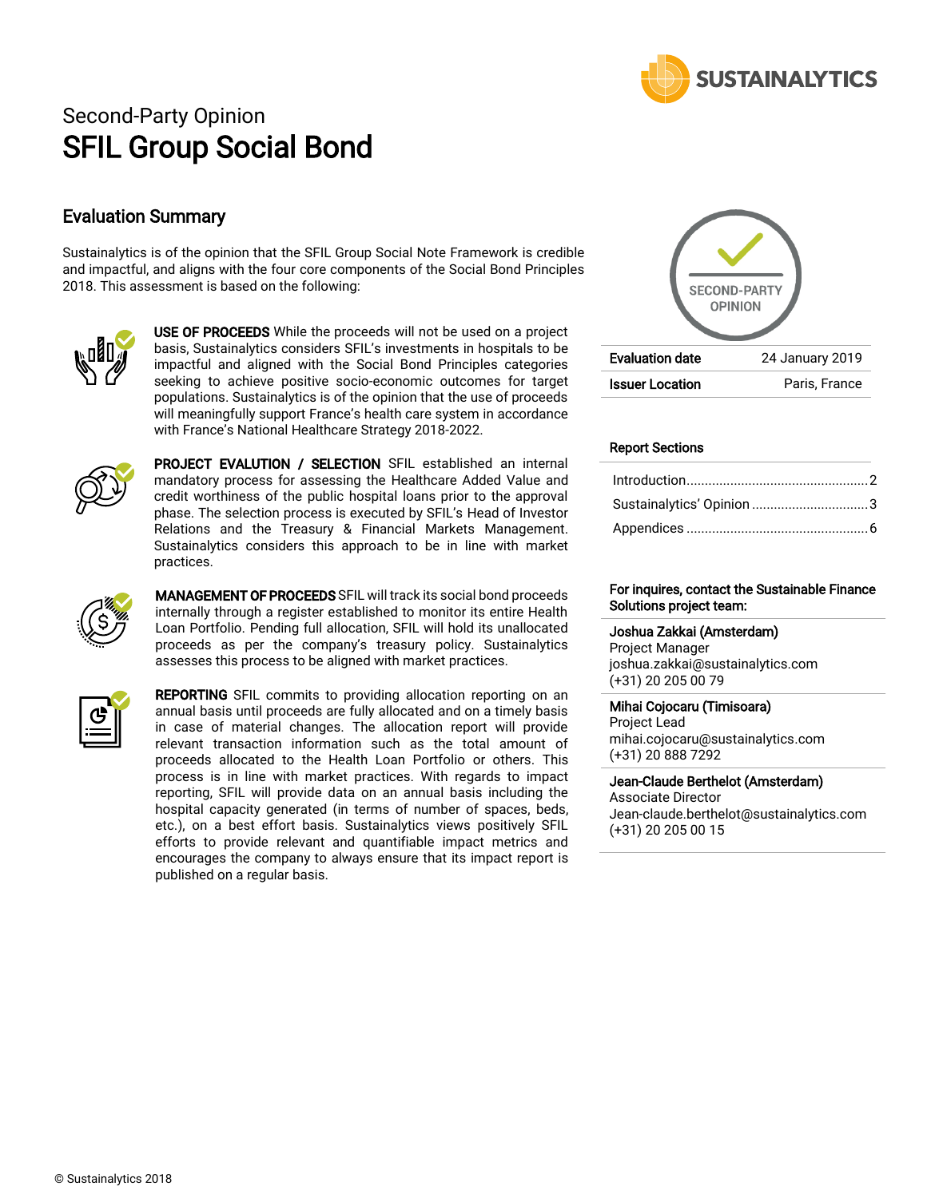SUSTAINALYTICS

# Second-Party Opinion
# SFIL Group Social Bond

## Evaluation Summary

Sustainalytics is of the opinion that the SFIL Group Social Note Framework is credible and impactful, and aligns with the four core components of the Social Bond Principles 2018. This assessment is based on the following:

**USE OF PROCEEDS** While the proceeds will not be used on a project basis, Sustainalytics considers SFIL's investments in hospitals to be impactful and aligned with the Social Bond Principles categories seeking to achieve positive socio-economic outcomes for target populations. Sustainalytics is of the opinion that the use of proceeds will meaningfully support France's health care system in accordance with France's National Healthcare Strategy 2018-2022.

**PROJECT EVALUTION / SELECTION** SFIL established an internal mandatory process for assessing the Healthcare Added Value and credit worthiness of the public hospital loans prior to the approval phase. The selection process is executed by SFIL's Head of Investor Relations and the Treasury & Financial Markets Management. Sustainalytics considers this approach to be in line with market practices.

**MANAGEMENT OF PROCEEDS** SFIL will track its social bond proceeds internally through a register established to monitor its entire Health Loan Portfolio. Pending full allocation, SFIL will hold its unallocated proceeds as per the company's treasury policy. Sustainalytics assesses this process to be aligned with market practices.

**REPORTING** SFIL commits to providing allocation reporting on an annual basis until proceeds are fully allocated and on a timely basis in case of material changes. The allocation report will provide relevant transaction information such as the total amount of proceeds allocated to the Health Loan Portfolio or others. This process is in line with market practices. With regards to impact reporting, SFIL will provide data on an annual basis including the hospital capacity generated (in terms of number of spaces, beds, etc.), on a best effort basis. Sustainalytics views positively SFIL efforts to provide relevant and quantifiable impact metrics and encourages the company to always ensure that its impact report is published on a regular basis.

SECOND-PARTY OPINION

| | |
|---|---|
| **Evaluation date** | 24 January 2019 |
| **Issuer Location** | Paris, France |

**Report Sections**

- Introduction ..... 2
- Sustainalytics' Opinion ..... 3
- Appendices ..... 6

**For inquires, contact the Sustainable Finance Solutions project team:**

**Joshua Zakkai (Amsterdam)**
Project Manager
joshua.zakkai@sustainalytics.com
(+31) 20 205 00 79

**Mihai Cojocaru (Timisoara)**
Project Lead
mihai.cojocaru@sustainalytics.com
(+31) 20 888 7292

**Jean-Claude Berthelot (Amsterdam)**
Associate Director
Jean-claude.berthelot@sustainalytics.com
(+31) 20 205 00 15

© Sustainalytics 2018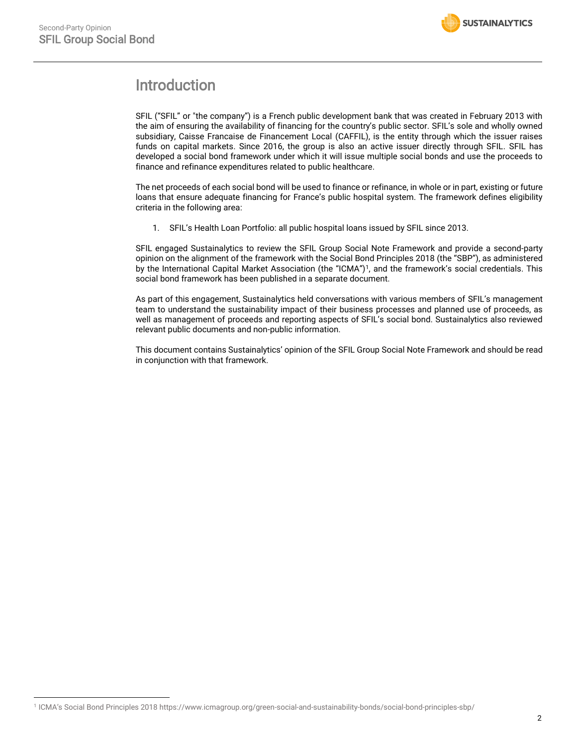# Introduction

SFIL ("SFIL" or "the company") is a French public development bank that was created in February 2013 with the aim of ensuring the availability of financing for the country's public sector. SFIL's sole and wholly owned subsidiary, Caisse Francaise de Financement Local (CAFFIL), is the entity through which the issuer raises funds on capital markets. Since 2016, the group is also an active issuer directly through SFIL. SFIL has developed a social bond framework under which it will issue multiple social bonds and use the proceeds to finance and refinance expenditures related to public healthcare.

The net proceeds of each social bond will be used to finance or refinance, in whole or in part, existing or future loans that ensure adequate financing for France's public hospital system. The framework defines eligibility criteria in the following area:

1. SFIL's Health Loan Portfolio: all public hospital loans issued by SFIL since 2013.

SFIL engaged Sustainalytics to review the SFIL Group Social Note Framework and provide a second-party opinion on the alignment of the framework with the Social Bond Principles 2018 (the "SBP"), as administered by the International Capital Market Association (the "ICMA")[1], and the framework's social credentials. This social bond framework has been published in a separate document.

As part of this engagement, Sustainalytics held conversations with various members of SFIL's management team to understand the sustainability impact of their business processes and planned use of proceeds, as well as management of proceeds and reporting aspects of SFIL's social bond. Sustainalytics also reviewed relevant public documents and non-public information.

This document contains Sustainalytics' opinion of the SFIL Group Social Note Framework and should be read in conjunction with that framework.

[1] ICMA's Social Bond Principles 2018 https://www.icmagroup.org/green-social-and-sustainability-bonds/social-bond-principles-sbp/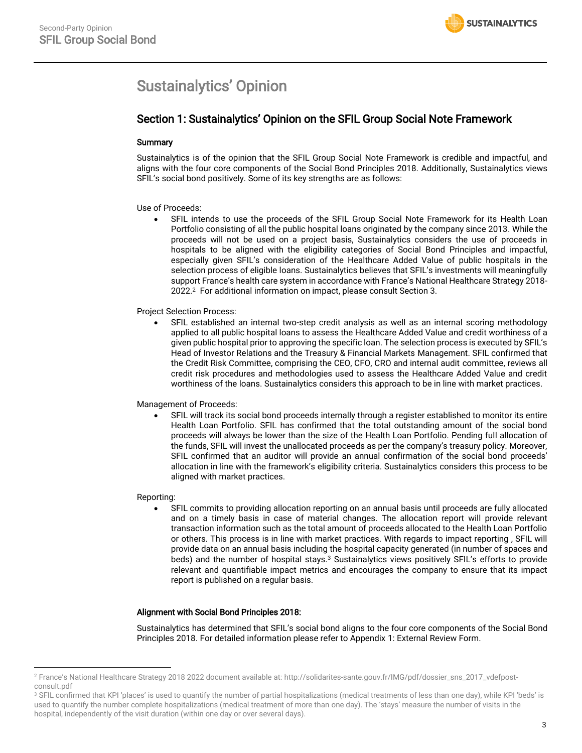# Sustainalytics' Opinion

## Section 1: Sustainalytics' Opinion on the SFIL Group Social Note Framework

### Summary

Sustainalytics is of the opinion that the SFIL Group Social Note Framework is credible and impactful, and aligns with the four core components of the Social Bond Principles 2018. Additionally, Sustainalytics views SFIL's social bond positively. Some of its key strengths are as follows:

Use of Proceeds:

- SFIL intends to use the proceeds of the SFIL Group Social Note Framework for its Health Loan Portfolio consisting of all the public hospital loans originated by the company since 2013. While the proceeds will not be used on a project basis, Sustainalytics considers the use of proceeds in hospitals to be aligned with the eligibility categories of Social Bond Principles and impactful, especially given SFIL's consideration of the Healthcare Added Value of public hospitals in the selection process of eligible loans. Sustainalytics believes that SFIL's investments will meaningfully support France's health care system in accordance with France's National Healthcare Strategy 2018-2022.[2] For additional information on impact, please consult Section 3.

Project Selection Process:

- SFIL established an internal two-step credit analysis as well as an internal scoring methodology applied to all public hospital loans to assess the Healthcare Added Value and credit worthiness of a given public hospital prior to approving the specific loan. The selection process is executed by SFIL's Head of Investor Relations and the Treasury & Financial Markets Management. SFIL confirmed that the Credit Risk Committee, comprising the CEO, CFO, CRO and internal audit committee, reviews all credit risk procedures and methodologies used to assess the Healthcare Added Value and credit worthiness of the loans. Sustainalytics considers this approach to be in line with market practices.

Management of Proceeds:

- SFIL will track its social bond proceeds internally through a register established to monitor its entire Health Loan Portfolio. SFIL has confirmed that the total outstanding amount of the social bond proceeds will always be lower than the size of the Health Loan Portfolio. Pending full allocation of the funds, SFIL will invest the unallocated proceeds as per the company's treasury policy. Moreover, SFIL confirmed that an auditor will provide an annual confirmation of the social bond proceeds' allocation in line with the framework's eligibility criteria. Sustainalytics considers this process to be aligned with market practices.

Reporting:

- SFIL commits to providing allocation reporting on an annual basis until proceeds are fully allocated and on a timely basis in case of material changes. The allocation report will provide relevant transaction information such as the total amount of proceeds allocated to the Health Loan Portfolio or others. This process is in line with market practices. With regards to impact reporting , SFIL will provide data on an annual basis including the hospital capacity generated (in number of spaces and beds) and the number of hospital stays.[3] Sustainalytics views positively SFIL's efforts to provide relevant and quantifiable impact metrics and encourages the company to ensure that its impact report is published on a regular basis.

### Alignment with Social Bond Principles 2018:

Sustainalytics has determined that SFIL's social bond aligns to the four core components of the Social Bond Principles 2018. For detailed information please refer to Appendix 1: External Review Form.

---

[2] France's National Healthcare Strategy 2018 2022 document available at: http://solidarites-sante.gouv.fr/IMG/pdf/dossier_sns_2017_vdefpost-consult.pdf

[3] SFIL confirmed that KPI 'places' is used to quantify the number of partial hospitalizations (medical treatments of less than one day), while KPI 'beds' is used to quantify the number complete hospitalizations (medical treatment of more than one day). The 'stays' measure the number of visits in the hospital, independently of the visit duration (within one day or over several days).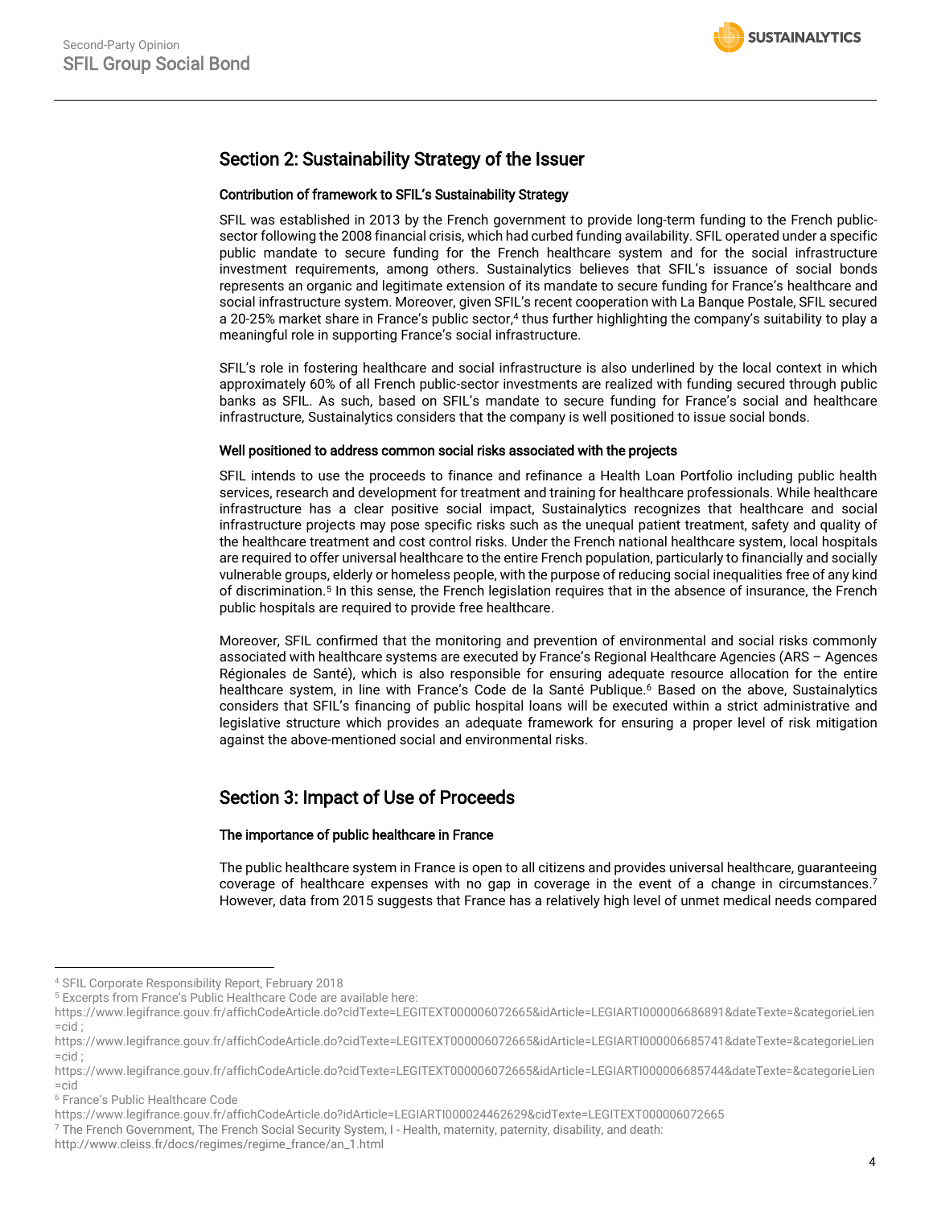## Section 2: Sustainability Strategy of the Issuer

### Contribution of framework to SFIL's Sustainability Strategy

SFIL was established in 2013 by the French government to provide long-term funding to the French public-sector following the 2008 financial crisis, which had curbed funding availability. SFIL operated under a specific public mandate to secure funding for the French healthcare system and for the social infrastructure investment requirements, among others. Sustainalytics believes that SFIL's issuance of social bonds represents an organic and legitimate extension of its mandate to secure funding for France's healthcare and social infrastructure system. Moreover, given SFIL's recent cooperation with La Banque Postale, SFIL secured a 20-25% market share in France's public sector,[4] thus further highlighting the company's suitability to play a meaningful role in supporting France's social infrastructure.

SFIL's role in fostering healthcare and social infrastructure is also underlined by the local context in which approximately 60% of all French public-sector investments are realized with funding secured through public banks as SFIL. As such, based on SFIL's mandate to secure funding for France's social and healthcare infrastructure, Sustainalytics considers that the company is well positioned to issue social bonds.

### Well positioned to address common social risks associated with the projects

SFIL intends to use the proceeds to finance and refinance a Health Loan Portfolio including public health services, research and development for treatment and training for healthcare professionals. While healthcare infrastructure has a clear positive social impact, Sustainalytics recognizes that healthcare and social infrastructure projects may pose specific risks such as the unequal patient treatment, safety and quality of the healthcare treatment and cost control risks. Under the French national healthcare system, local hospitals are required to offer universal healthcare to the entire French population, particularly to financially and socially vulnerable groups, elderly or homeless people, with the purpose of reducing social inequalities free of any kind of discrimination.[5] In this sense, the French legislation requires that in the absence of insurance, the French public hospitals are required to provide free healthcare.

Moreover, SFIL confirmed that the monitoring and prevention of environmental and social risks commonly associated with healthcare systems are executed by France's Regional Healthcare Agencies (ARS – Agences Régionales de Santé), which is also responsible for ensuring adequate resource allocation for the entire healthcare system, in line with France's Code de la Santé Publique.[6] Based on the above, Sustainalytics considers that SFIL's financing of public hospital loans will be executed within a strict administrative and legislative structure which provides an adequate framework for ensuring a proper level of risk mitigation against the above-mentioned social and environmental risks.

## Section 3: Impact of Use of Proceeds

### The importance of public healthcare in France

The public healthcare system in France is open to all citizens and provides universal healthcare, guaranteeing coverage of healthcare expenses with no gap in coverage in the event of a change in circumstances.[7] However, data from 2015 suggests that France has a relatively high level of unmet medical needs compared

---

[4] SFIL Corporate Responsibility Report, February 2018

[5] Excerpts from France's Public Healthcare Code are available here:
https://www.legifrance.gouv.fr/affichCodeArticle.do?cidTexte=LEGITEXT000006072665&idArticle=LEGIARTI000006686891&dateTexte=&categorieLien=cid ;
https://www.legifrance.gouv.fr/affichCodeArticle.do?cidTexte=LEGITEXT000006072665&idArticle=LEGIARTI000006685741&dateTexte=&categorieLien=cid ;
https://www.legifrance.gouv.fr/affichCodeArticle.do?cidTexte=LEGITEXT000006072665&idArticle=LEGIARTI000006685744&dateTexte=&categorieLien=cid

[6] France's Public Healthcare Code
https://www.legifrance.gouv.fr/affichCodeArticle.do?idArticle=LEGIARTI000024462629&cidTexte=LEGITEXT000006072665

[7] The French Government, The French Social Security System, I - Health, maternity, paternity, disability, and death:
http://www.cleiss.fr/docs/regimes/regime_france/an_1.html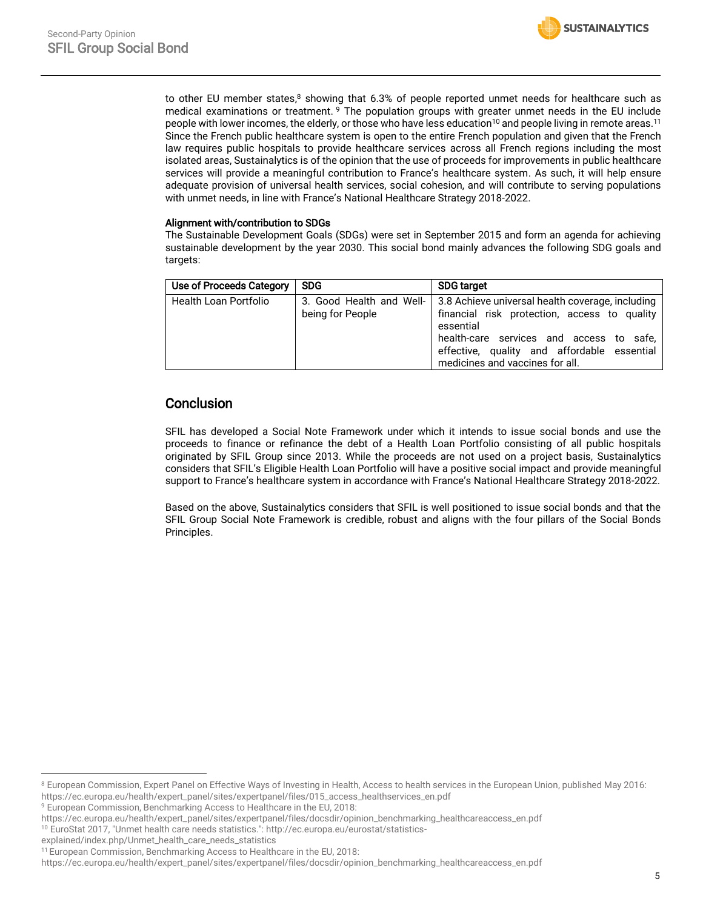to other EU member states,[8] showing that 6.3% of people reported unmet needs for healthcare such as medical examinations or treatment. [9] The population groups with greater unmet needs in the EU include people with lower incomes, the elderly, or those who have less education[10] and people living in remote areas.[11] Since the French public healthcare system is open to the entire French population and given that the French law requires public hospitals to provide healthcare services across all French regions including the most isolated areas, Sustainalytics is of the opinion that the use of proceeds for improvements in public healthcare services will provide a meaningful contribution to France's healthcare system. As such, it will help ensure adequate provision of universal health services, social cohesion, and will contribute to serving populations with unmet needs, in line with France's National Healthcare Strategy 2018-2022.

**Alignment with/contribution to SDGs**

The Sustainable Development Goals (SDGs) were set in September 2015 and form an agenda for achieving sustainable development by the year 2030. This social bond mainly advances the following SDG goals and targets:

| Use of Proceeds Category | SDG | SDG target |
|---|---|---|
| Health Loan Portfolio | 3. Good Health and Well-being for People | 3.8 Achieve universal health coverage, including financial risk protection, access to quality essential health-care services and access to safe, effective, quality and affordable essential medicines and vaccines for all. |

## Conclusion

SFIL has developed a Social Note Framework under which it intends to issue social bonds and use the proceeds to finance or refinance the debt of a Health Loan Portfolio consisting of all public hospitals originated by SFIL Group since 2013. While the proceeds are not used on a project basis, Sustainalytics considers that SFIL's Eligible Health Loan Portfolio will have a positive social impact and provide meaningful support to France's healthcare system in accordance with France's National Healthcare Strategy 2018-2022.

Based on the above, Sustainalytics considers that SFIL is well positioned to issue social bonds and that the SFIL Group Social Note Framework is credible, robust and aligns with the four pillars of the Social Bonds Principles.

---

[8] European Commission, Expert Panel on Effective Ways of Investing in Health, Access to health services in the European Union, published May 2016: https://ec.europa.eu/health/expert_panel/sites/expertpanel/files/015_access_healthservices_en.pdf

[9] European Commission, Benchmarking Access to Healthcare in the EU, 2018: https://ec.europa.eu/health/expert_panel/sites/expertpanel/files/docsdir/opinion_benchmarking_healthcareaccess_en.pdf

[10] EuroStat 2017, "Unmet health care needs statistics.": http://ec.europa.eu/eurostat/statistics-explained/index.php/Unmet_health_care_needs_statistics

[11] European Commission, Benchmarking Access to Healthcare in the EU, 2018: https://ec.europa.eu/health/expert_panel/sites/expertpanel/files/docsdir/opinion_benchmarking_healthcareaccess_en.pdf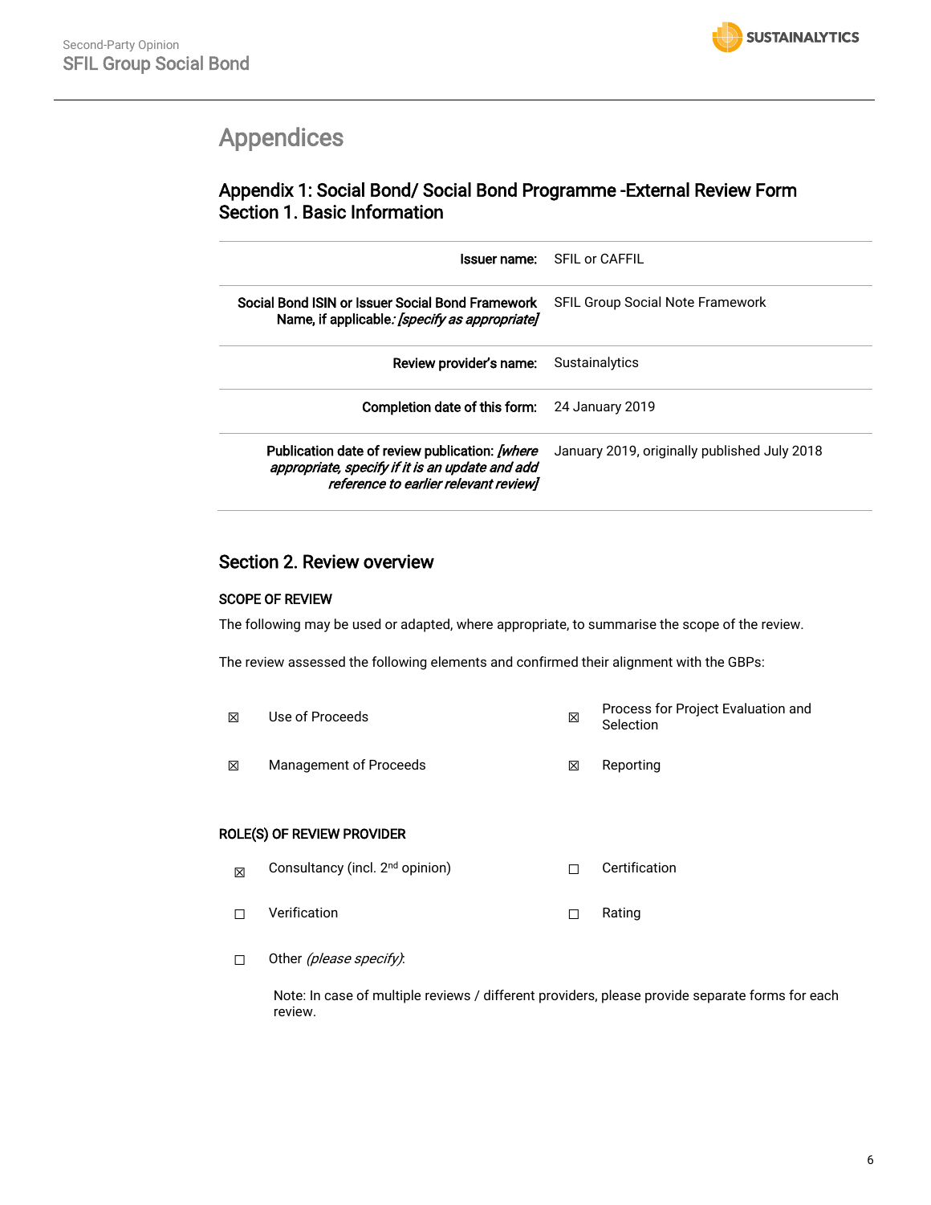# Appendices

## Appendix 1: Social Bond/ Social Bond Programme -External Review Form
## Section 1. Basic Information

| | |
|---|---|
| **Issuer name:** | SFIL or CAFFIL |
| **Social Bond ISIN or Issuer Social Bond Framework Name, if applicable***: [specify as appropriate]* | SFIL Group Social Note Framework |
| **Review provider's name:** | Sustainalytics |
| **Completion date of this form:** | 24 January 2019 |
| **Publication date of review publication:** *[where appropriate, specify if it is an update and add reference to earlier relevant review]* | January 2019, originally published July 2018 |

## Section 2. Review overview

### SCOPE OF REVIEW

The following may be used or adapted, where appropriate, to summarise the scope of the review.

The review assessed the following elements and confirmed their alignment with the GBPs:

| | | | |
|---|---|---|---|
| ☒ | Use of Proceeds | ☒ | Process for Project Evaluation and Selection |
| ☒ | Management of Proceeds | ☒ | Reporting |

### ROLE(S) OF REVIEW PROVIDER

| | | | |
|---|---|---|---|
| ☒ | Consultancy (incl. 2nd opinion) | ☐ | Certification |
| ☐ | Verification | ☐ | Rating |
| ☐ | Other *(please specify)*: | | |

Note: In case of multiple reviews / different providers, please provide separate forms for each review.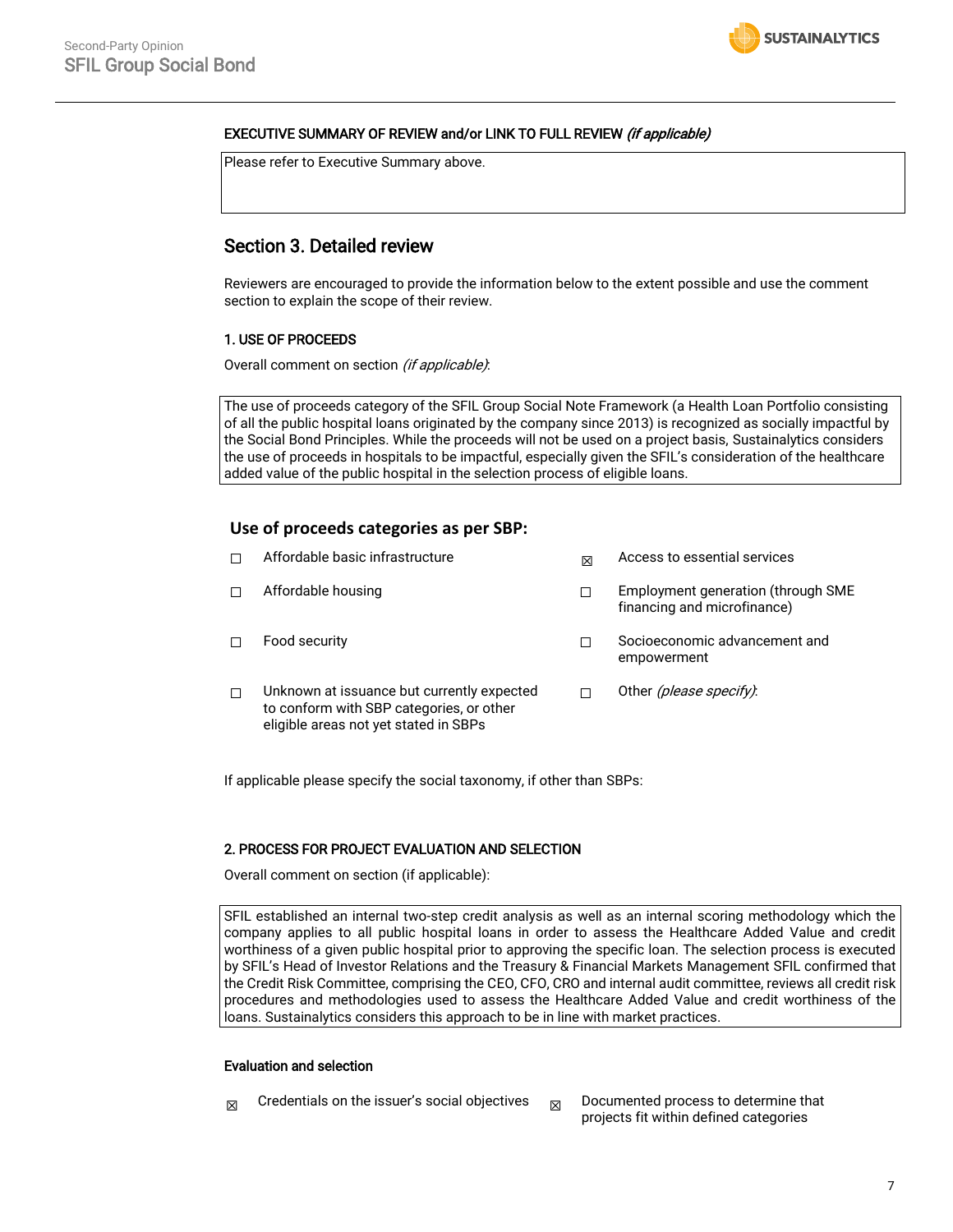**EXECUTIVE SUMMARY OF REVIEW and/or LINK TO FULL REVIEW** *(if applicable)*

Please refer to Executive Summary above.

## Section 3. Detailed review

Reviewers are encouraged to provide the information below to the extent possible and use the comment section to explain the scope of their review.

### 1. USE OF PROCEEDS

Overall comment on section *(if applicable)*:

The use of proceeds category of the SFIL Group Social Note Framework (a Health Loan Portfolio consisting of all the public hospital loans originated by the company since 2013) is recognized as socially impactful by the Social Bond Principles. While the proceeds will not be used on a project basis, Sustainalytics considers the use of proceeds in hospitals to be impactful, especially given the SFIL's consideration of the healthcare added value of the public hospital in the selection process of eligible loans.

**Use of proceeds categories as per SBP:**

- ☐ Affordable basic infrastructure
- ☒ Access to essential services
- ☐ Affordable housing
- ☐ Employment generation (through SME financing and microfinance)
- ☐ Food security
- ☐ Socioeconomic advancement and empowerment
- ☐ Unknown at issuance but currently expected to conform with SBP categories, or other eligible areas not yet stated in SBPs
- ☐ Other *(please specify)*:

If applicable please specify the social taxonomy, if other than SBPs:

### 2. PROCESS FOR PROJECT EVALUATION AND SELECTION

Overall comment on section (if applicable):

SFIL established an internal two-step credit analysis as well as an internal scoring methodology which the company applies to all public hospital loans in order to assess the Healthcare Added Value and credit worthiness of a given public hospital prior to approving the specific loan. The selection process is executed by SFIL's Head of Investor Relations and the Treasury & Financial Markets Management SFIL confirmed that the Credit Risk Committee, comprising the CEO, CFO, CRO and internal audit committee, reviews all credit risk procedures and methodologies used to assess the Healthcare Added Value and credit worthiness of the loans. Sustainalytics considers this approach to be in line with market practices.

**Evaluation and selection**

- ☒ Credentials on the issuer's social objectives
- ☒ Documented process to determine that projects fit within defined categories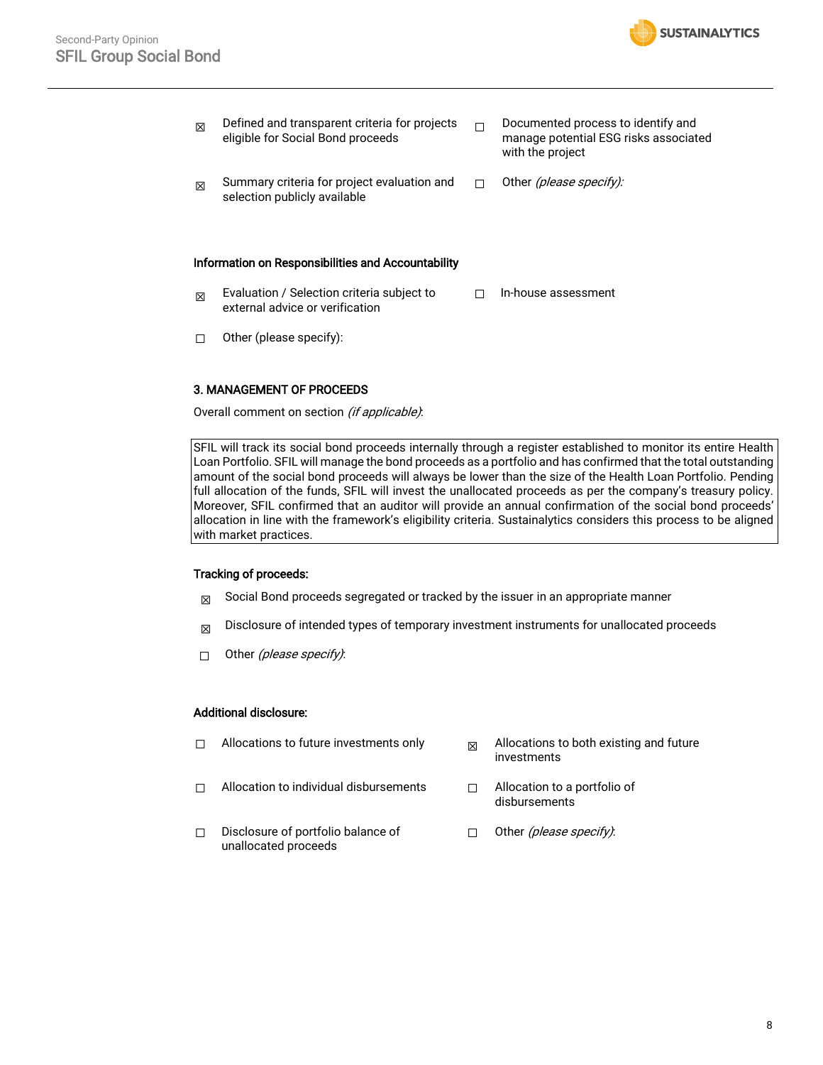- ☒ Defined and transparent criteria for projects eligible for Social Bond proceeds
- ☐ Documented process to identify and manage potential ESG risks associated with the project
- ☒ Summary criteria for project evaluation and selection publicly available
- ☐ Other *(please specify):*

**Information on Responsibilities and Accountability**

- ☒ Evaluation / Selection criteria subject to external advice or verification
- ☐ In-house assessment
- ☐ Other (please specify):

**3. MANAGEMENT OF PROCEEDS**

Overall comment on section *(if applicable)*:

| SFIL will track its social bond proceeds internally through a register established to monitor its entire Health Loan Portfolio. SFIL will manage the bond proceeds as a portfolio and has confirmed that the total outstanding amount of the social bond proceeds will always be lower than the size of the Health Loan Portfolio. Pending full allocation of the funds, SFIL will invest the unallocated proceeds as per the company's treasury policy. Moreover, SFIL confirmed that an auditor will provide an annual confirmation of the social bond proceeds' allocation in line with the framework's eligibility criteria. Sustainalytics considers this process to be aligned with market practices. |
|---|

**Tracking of proceeds:**

- ☒ Social Bond proceeds segregated or tracked by the issuer in an appropriate manner
- ☒ Disclosure of intended types of temporary investment instruments for unallocated proceeds
- ☐ Other *(please specify)*:

**Additional disclosure:**

- ☐ Allocations to future investments only
- ☒ Allocations to both existing and future investments
- ☐ Allocation to individual disbursements
- ☐ Allocation to a portfolio of disbursements
- ☐ Disclosure of portfolio balance of unallocated proceeds
- ☐ Other *(please specify)*: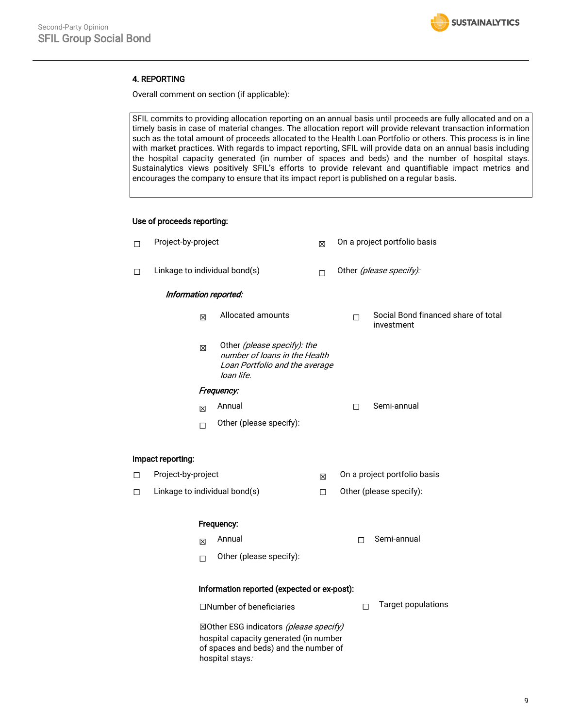### 4. REPORTING

Overall comment on section (if applicable):

> SFIL commits to providing allocation reporting on an annual basis until proceeds are fully allocated and on a timely basis in case of material changes. The allocation report will provide relevant transaction information such as the total amount of proceeds allocated to the Health Loan Portfolio or others. This process is in line with market practices. With regards to impact reporting, SFIL will provide data on an annual basis including the hospital capacity generated (in number of spaces and beds) and the number of hospital stays. Sustainalytics views positively SFIL's efforts to provide relevant and quantifiable impact metrics and encourages the company to ensure that its impact report is published on a regular basis.

**Use of proceeds reporting:**

- ☐ Project-by-project
- ☒ On a project portfolio basis
- ☐ Linkage to individual bond(s)
- ☐ Other *(please specify):*

***Information reported:***

- ☒ Allocated amounts
- ☐ Social Bond financed share of total investment
- ☒ Other *(please specify): the number of loans in the Health Loan Portfolio and the average loan life.*

***Frequency:***

- ☒ Annual
- ☐ Semi-annual
- ☐ Other (please specify):

**Impact reporting:**

- ☐ Project-by-project
- ☒ On a project portfolio basis
- ☐ Linkage to individual bond(s)
- ☐ Other (please specify):

**Frequency:**

- ☒ Annual
- ☐ Semi-annual
- ☐ Other (please specify):

**Information reported (expected or ex-post):**

- ☐ Number of beneficiaries
- ☐ Target populations
- ☒ Other ESG indicators *(please specify)* hospital capacity generated (in number of spaces and beds) and the number of hospital stays.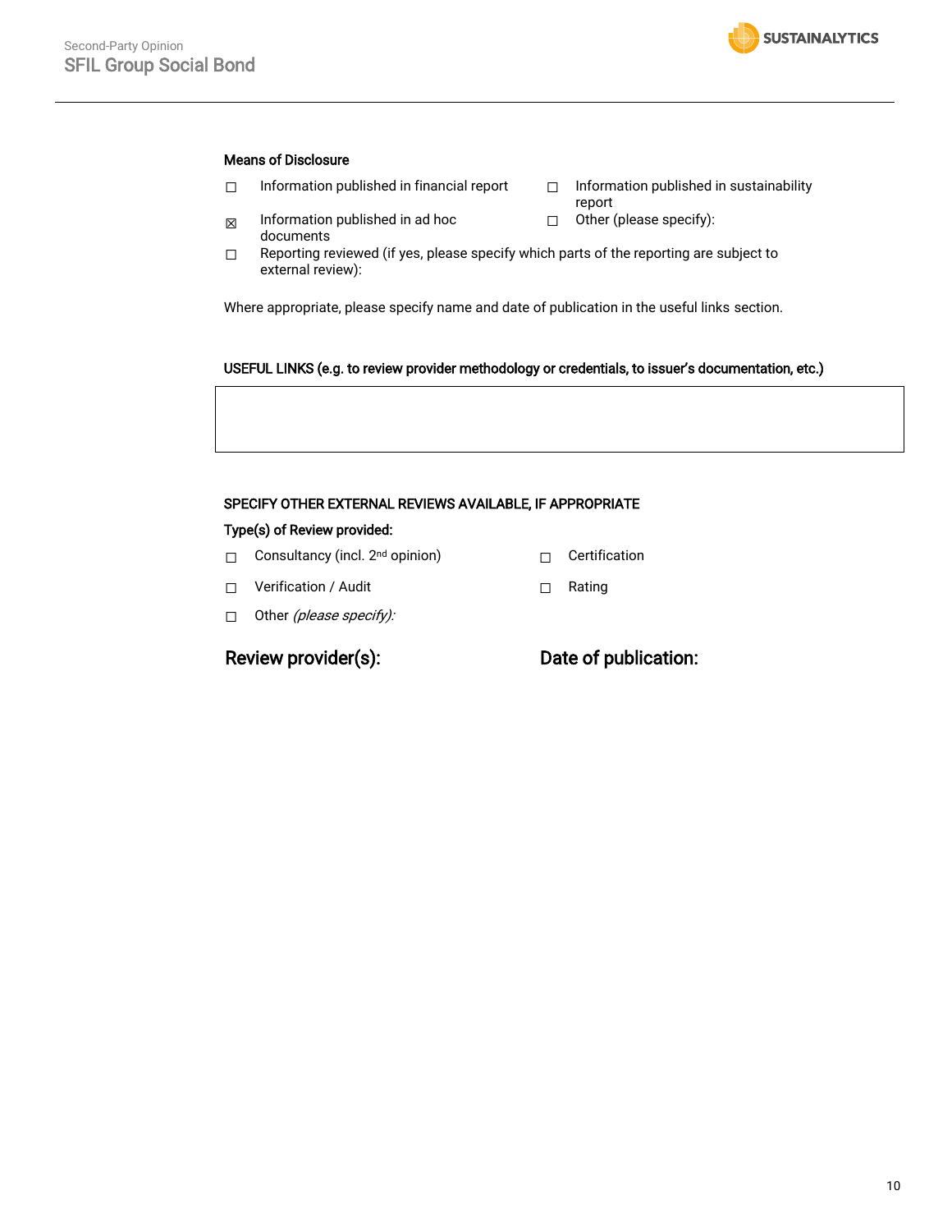**Means of Disclosure**

☐ Information published in financial report

☐ Information published in sustainability report

☒ Information published in ad hoc documents

☐ Other (please specify):

☐ Reporting reviewed (if yes, please specify which parts of the reporting are subject to external review):

Where appropriate, please specify name and date of publication in the useful links section.

**USEFUL LINKS (e.g. to review provider methodology or credentials, to issuer's documentation, etc.)**

| |
|---|
| |

**SPECIFY OTHER EXTERNAL REVIEWS AVAILABLE, IF APPROPRIATE**

**Type(s) of Review provided:**

☐ Consultancy (incl. 2nd opinion)

☐ Certification

☐ Verification / Audit

☐ Rating

☐ Other *(please specify):*

**Review provider(s):**

**Date of publication:**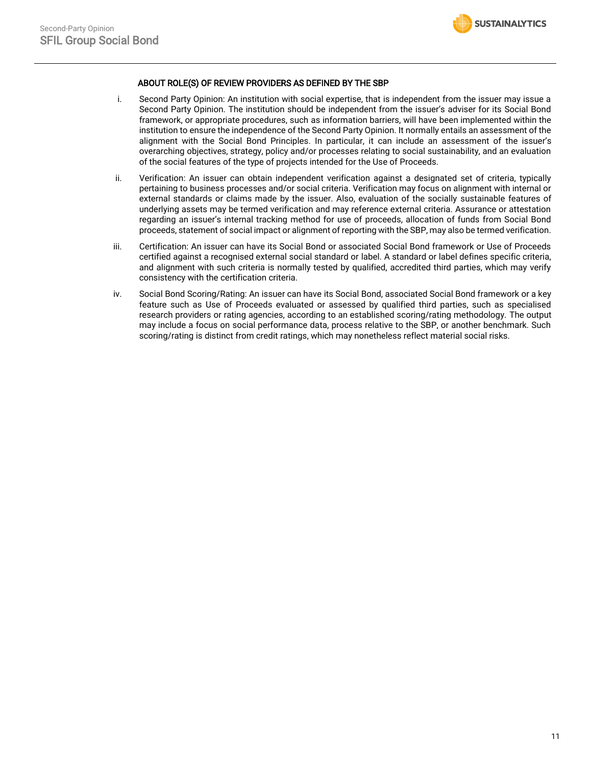## ABOUT ROLE(S) OF REVIEW PROVIDERS AS DEFINED BY THE SBP

i. Second Party Opinion: An institution with social expertise, that is independent from the issuer may issue a Second Party Opinion. The institution should be independent from the issuer's adviser for its Social Bond framework, or appropriate procedures, such as information barriers, will have been implemented within the institution to ensure the independence of the Second Party Opinion. It normally entails an assessment of the alignment with the Social Bond Principles. In particular, it can include an assessment of the issuer's overarching objectives, strategy, policy and/or processes relating to social sustainability, and an evaluation of the social features of the type of projects intended for the Use of Proceeds.

ii. Verification: An issuer can obtain independent verification against a designated set of criteria, typically pertaining to business processes and/or social criteria. Verification may focus on alignment with internal or external standards or claims made by the issuer. Also, evaluation of the socially sustainable features of underlying assets may be termed verification and may reference external criteria. Assurance or attestation regarding an issuer's internal tracking method for use of proceeds, allocation of funds from Social Bond proceeds, statement of social impact or alignment of reporting with the SBP, may also be termed verification.

iii. Certification: An issuer can have its Social Bond or associated Social Bond framework or Use of Proceeds certified against a recognised external social standard or label. A standard or label defines specific criteria, and alignment with such criteria is normally tested by qualified, accredited third parties, which may verify consistency with the certification criteria.

iv. Social Bond Scoring/Rating: An issuer can have its Social Bond, associated Social Bond framework or a key feature such as Use of Proceeds evaluated or assessed by qualified third parties, such as specialised research providers or rating agencies, according to an established scoring/rating methodology. The output may include a focus on social performance data, process relative to the SBP, or another benchmark. Such scoring/rating is distinct from credit ratings, which may nonetheless reflect material social risks.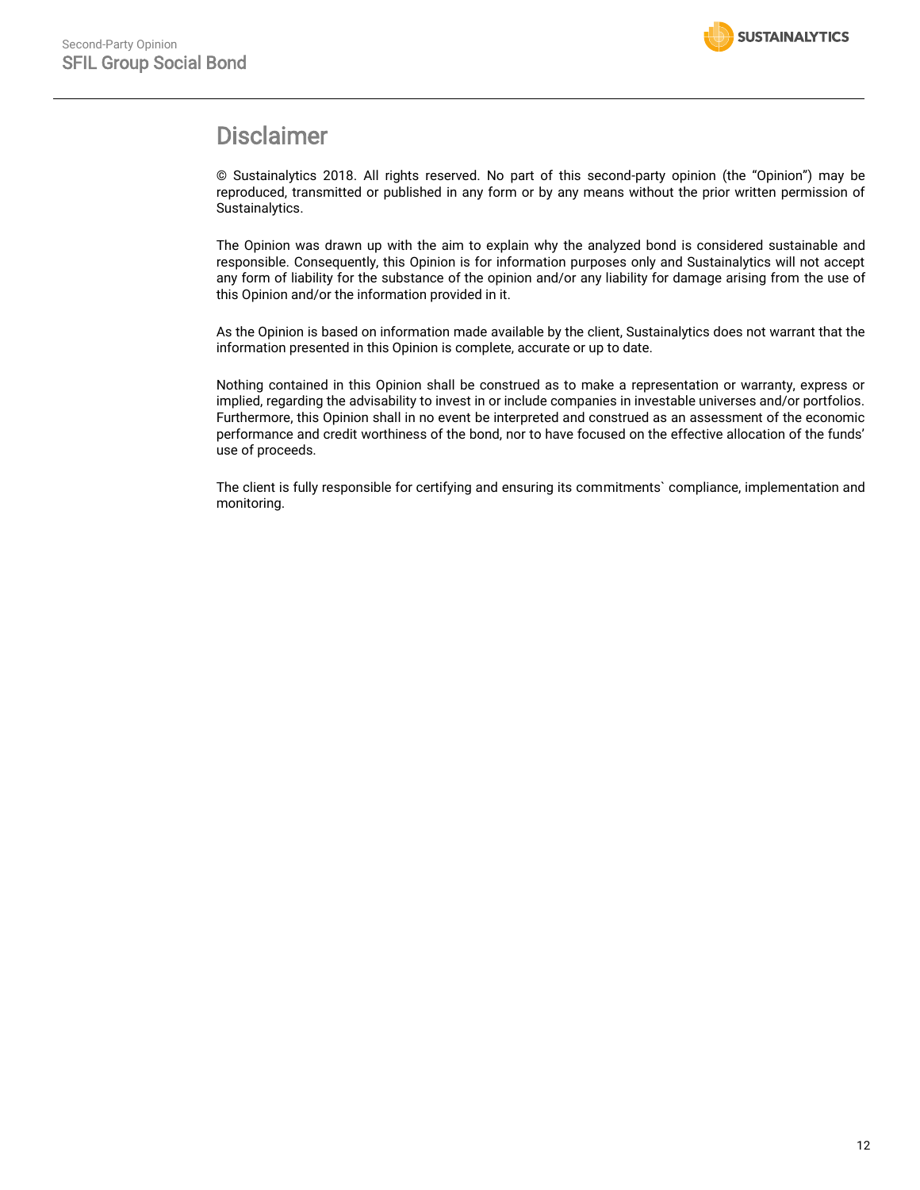# Disclaimer

© Sustainalytics 2018. All rights reserved. No part of this second-party opinion (the "Opinion") may be reproduced, transmitted or published in any form or by any means without the prior written permission of Sustainalytics.

The Opinion was drawn up with the aim to explain why the analyzed bond is considered sustainable and responsible. Consequently, this Opinion is for information purposes only and Sustainalytics will not accept any form of liability for the substance of the opinion and/or any liability for damage arising from the use of this Opinion and/or the information provided in it.

As the Opinion is based on information made available by the client, Sustainalytics does not warrant that the information presented in this Opinion is complete, accurate or up to date.

Nothing contained in this Opinion shall be construed as to make a representation or warranty, express or implied, regarding the advisability to invest in or include companies in investable universes and/or portfolios. Furthermore, this Opinion shall in no event be interpreted and construed as an assessment of the economic performance and credit worthiness of the bond, nor to have focused on the effective allocation of the funds' use of proceeds.

The client is fully responsible for certifying and ensuring its commitments` compliance, implementation and monitoring.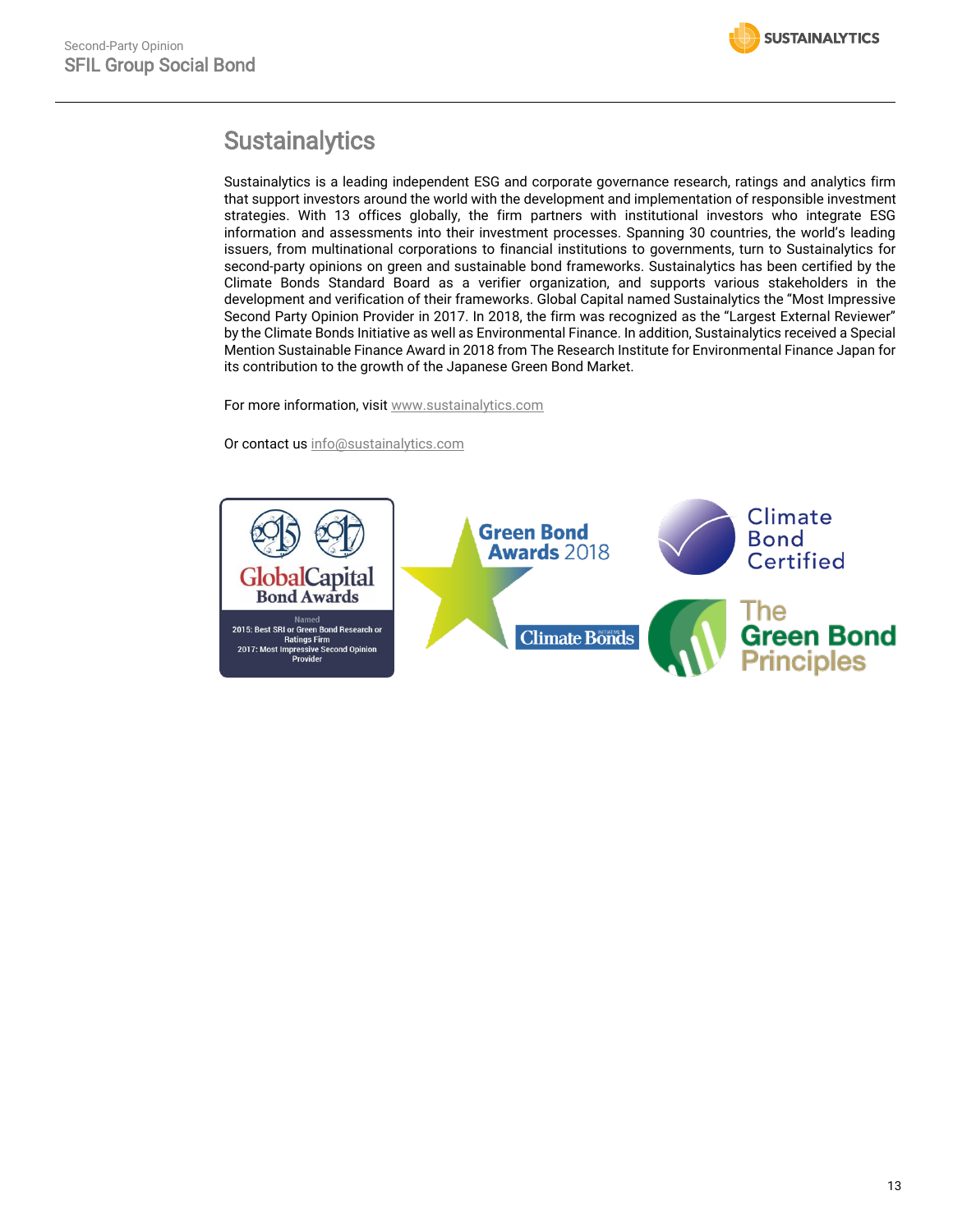# Sustainalytics

Sustainalytics is a leading independent ESG and corporate governance research, ratings and analytics firm that support investors around the world with the development and implementation of responsible investment strategies. With 13 offices globally, the firm partners with institutional investors who integrate ESG information and assessments into their investment processes. Spanning 30 countries, the world's leading issuers, from multinational corporations to financial institutions to governments, turn to Sustainalytics for second-party opinions on green and sustainable bond frameworks. Sustainalytics has been certified by the Climate Bonds Standard Board as a verifier organization, and supports various stakeholders in the development and verification of their frameworks. Global Capital named Sustainalytics the "Most Impressive Second Party Opinion Provider in 2017. In 2018, the firm was recognized as the "Largest External Reviewer" by the Climate Bonds Initiative as well as Environmental Finance. In addition, Sustainalytics received a Special Mention Sustainable Finance Award in 2018 from The Research Institute for Environmental Finance Japan for its contribution to the growth of the Japanese Green Bond Market.

For more information, visit www.sustainalytics.com

Or contact us info@sustainalytics.com

2015 2017 GlobalCapital Bond Awards

Named

2015: Best SRI or Green Bond Research or Ratings Firm

2017: Most Impressive Second Opinion Provider

Green Bond Awards 2018

Climate Bonds

Climate Bond Certified

The Green Bond Principles